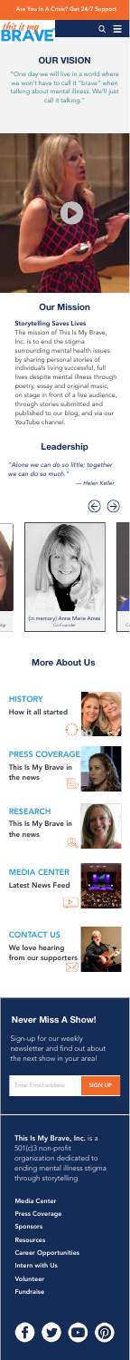Are You In A Crisis? Get 24/7 Support

## OUR VISION

"One day we will live in a world where we won't have to call it "brave" when talking about mental illness. We'll just call it talking."

## Our Mission

**Storytelling Saves Lives**

The mission of This Is My Brave, Inc. is to end the stigma surrounding mental health issues by sharing personal stories of individuals living successful, full lives despite mental illness through poetry, essay and original music, on stage in front of a live audience, through stories submitted and published to our blog, and via our YouTube channel.

## Leadership

*"Alone we can do so little; together we can do so much."*

*— Helen Keller*

(in memory) Anne Marie Ames
Co-Founder

## More About Us

**HISTORY**
How it all started

**PRESS COVERAGE**
This Is My Brave in the news

**RESEARCH**
This Is My Brave in the news

**MEDIA CENTER**
Latest News Feed

**CONTACT US**
We love hearing from our supporters

## Never Miss A Show!

Sign-up for our weekly newsletter and find out about the next show in your area!

Enter Email address SIGN UP

**This Is My Brave, Inc.** is a 501(c)3 non-profit organization dedicated to ending mental illness stigma through storytelling

- Media Center
- Press Coverage
- Sponsors
- Resources
- Career Opportunities
- Intern with Us
- Volunteer
- Fundraise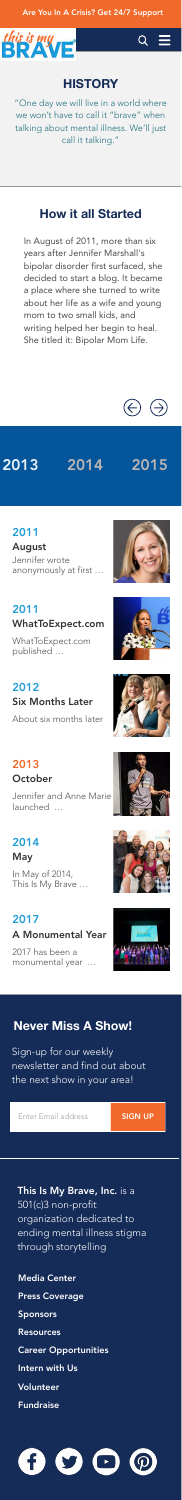Are You In A Crisis? Get 24/7 Support

## HISTORY

"One day we will live in a world where we won't have to call it "brave" when talking about mental illness. We'll just call it talking."

## How it all Started

In August of 2011, more than six years after Jennifer Marshall's bipolar disorder first surfaced, she decided to start a blog. It became a place where she turned to write about her life as a wife and young mom to two small kids, and writing helped her begin to heal. She titled it: Bipolar Mom Life.

2013 2014 2015

### 2011
**August**

Jennifer wrote anonymously at first …

### 2011
**WhatToExpect.com**

WhatToExpect.com published …

### 2012
**Six Months Later**

About six months later

### 2013
**October**

Jennifer and Anne Marie launched …

### 2014
**May**

In May of 2014, This Is My Brave …

### 2017
**A Monumental Year**

2017 has been a monumental year …

## Never Miss A Show!

Sign-up for our weekly newsletter and find out about the next show in your area!

Enter Email address SIGN UP

**This Is My Brave, Inc.** is a 501(c)3 non-profit organization dedicated to ending mental illness stigma through storytelling

- Media Center
- Press Coverage
- Sponsors
- Resources
- Career Opportunities
- Intern with Us
- Volunteer
- Fundraise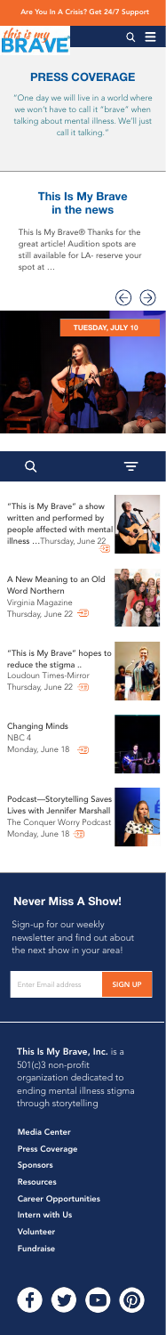Are You In A Crisis? Get 24/7 Support

# PRESS COVERAGE

"One day we will live in a world where we won't have to call it "brave" when talking about mental illness. We'll just call it talking."

## This Is My Brave in the news

This Is My Brave® Thanks for the great article! Audition spots are still available for LA- reserve your spot at ...

TUESDAY, JULY 10

"This is My Brave" a show written and performed by people affected with mental illness ...Thursday, June 22

A New Meaning to an Old Word Northern
Virginia Magazine
Thursday, June 22

"This is My Brave" hopes to reduce the stigma ..
Loudoun Times-Mirror
Thursday, June 22

Changing Minds
NBC 4
Monday, June 18

Podcast—Storytelling Saves Lives with Jennifer Marshall
The Conquer Worry Podcast
Monday, June 18

## Never Miss A Show!

Sign-up for our weekly newsletter and find out about the next show in your area!

Enter Email address SIGN UP

**This Is My Brave, Inc.** is a 501(c)3 non-profit organization dedicated to ending mental illness stigma through storytelling

- Media Center
- Press Coverage
- Sponsors
- Resources
- Career Opportunities
- Intern with Us
- Volunteer
- Fundraise